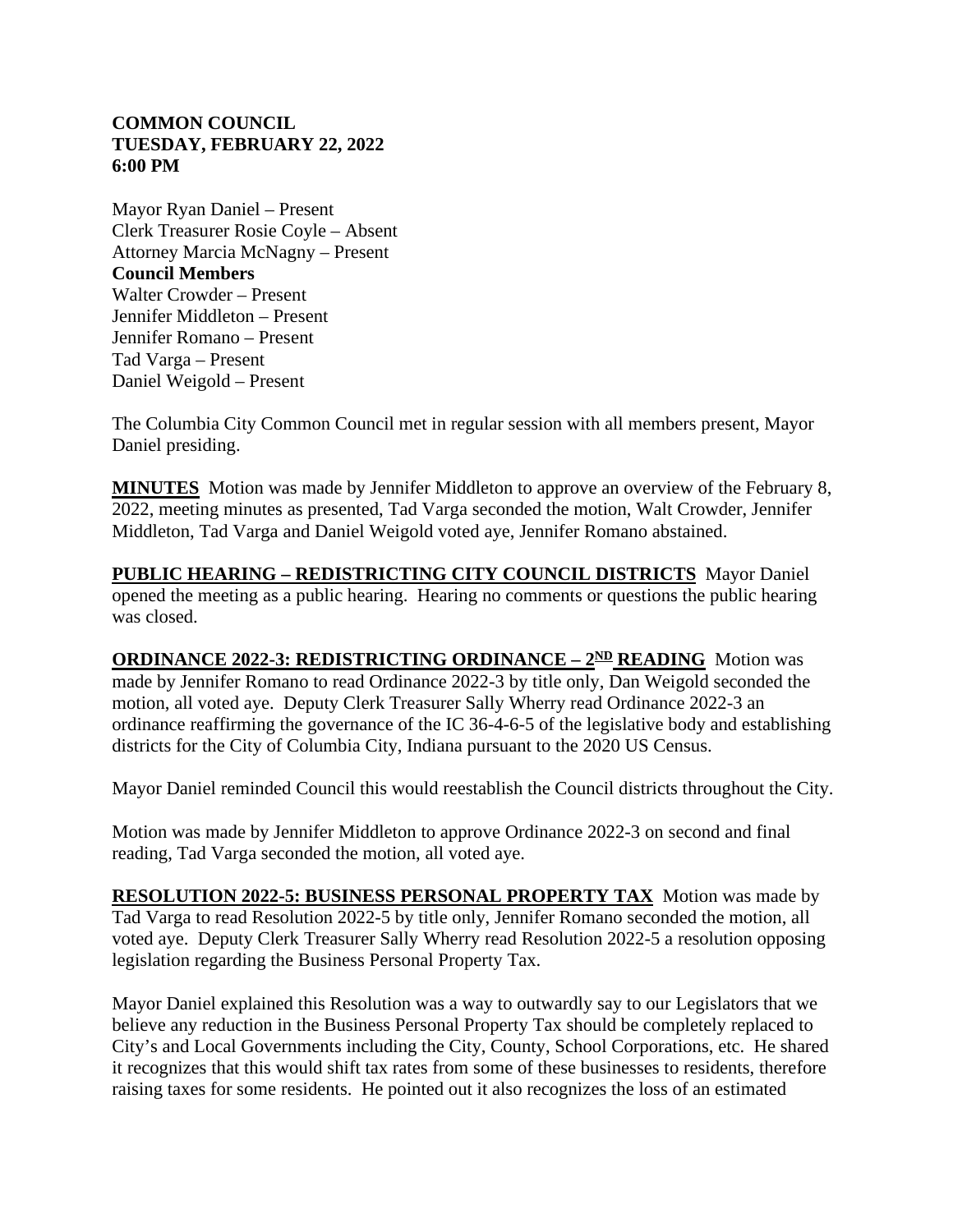**COMMON COUNCIL**
**TUESDAY, FEBRUARY 22, 2022**
**6:00 PM**

Mayor Ryan Daniel – Present
Clerk Treasurer Rosie Coyle – Absent
Attorney Marcia McNagny – Present
**Council Members**
Walter Crowder – Present
Jennifer Middleton – Present
Jennifer Romano – Present
Tad Varga – Present
Daniel Weigold – Present

The Columbia City Common Council met in regular session with all members present, Mayor Daniel presiding.

**MINUTES** Motion was made by Jennifer Middleton to approve an overview of the February 8, 2022, meeting minutes as presented, Tad Varga seconded the motion, Walt Crowder, Jennifer Middleton, Tad Varga and Daniel Weigold voted aye, Jennifer Romano abstained.

**PUBLIC HEARING – REDISTRICTING CITY COUNCIL DISTRICTS** Mayor Daniel opened the meeting as a public hearing. Hearing no comments or questions the public hearing was closed.

**ORDINANCE 2022-3: REDISTRICTING ORDINANCE – 2ND READING** Motion was made by Jennifer Romano to read Ordinance 2022-3 by title only, Dan Weigold seconded the motion, all voted aye. Deputy Clerk Treasurer Sally Wherry read Ordinance 2022-3 an ordinance reaffirming the governance of the IC 36-4-6-5 of the legislative body and establishing districts for the City of Columbia City, Indiana pursuant to the 2020 US Census.

Mayor Daniel reminded Council this would reestablish the Council districts throughout the City.

Motion was made by Jennifer Middleton to approve Ordinance 2022-3 on second and final reading, Tad Varga seconded the motion, all voted aye.

**RESOLUTION 2022-5: BUSINESS PERSONAL PROPERTY TAX** Motion was made by Tad Varga to read Resolution 2022-5 by title only, Jennifer Romano seconded the motion, all voted aye. Deputy Clerk Treasurer Sally Wherry read Resolution 2022-5 a resolution opposing legislation regarding the Business Personal Property Tax.

Mayor Daniel explained this Resolution was a way to outwardly say to our Legislators that we believe any reduction in the Business Personal Property Tax should be completely replaced to City's and Local Governments including the City, County, School Corporations, etc. He shared it recognizes that this would shift tax rates from some of these businesses to residents, therefore raising taxes for some residents. He pointed out it also recognizes the loss of an estimated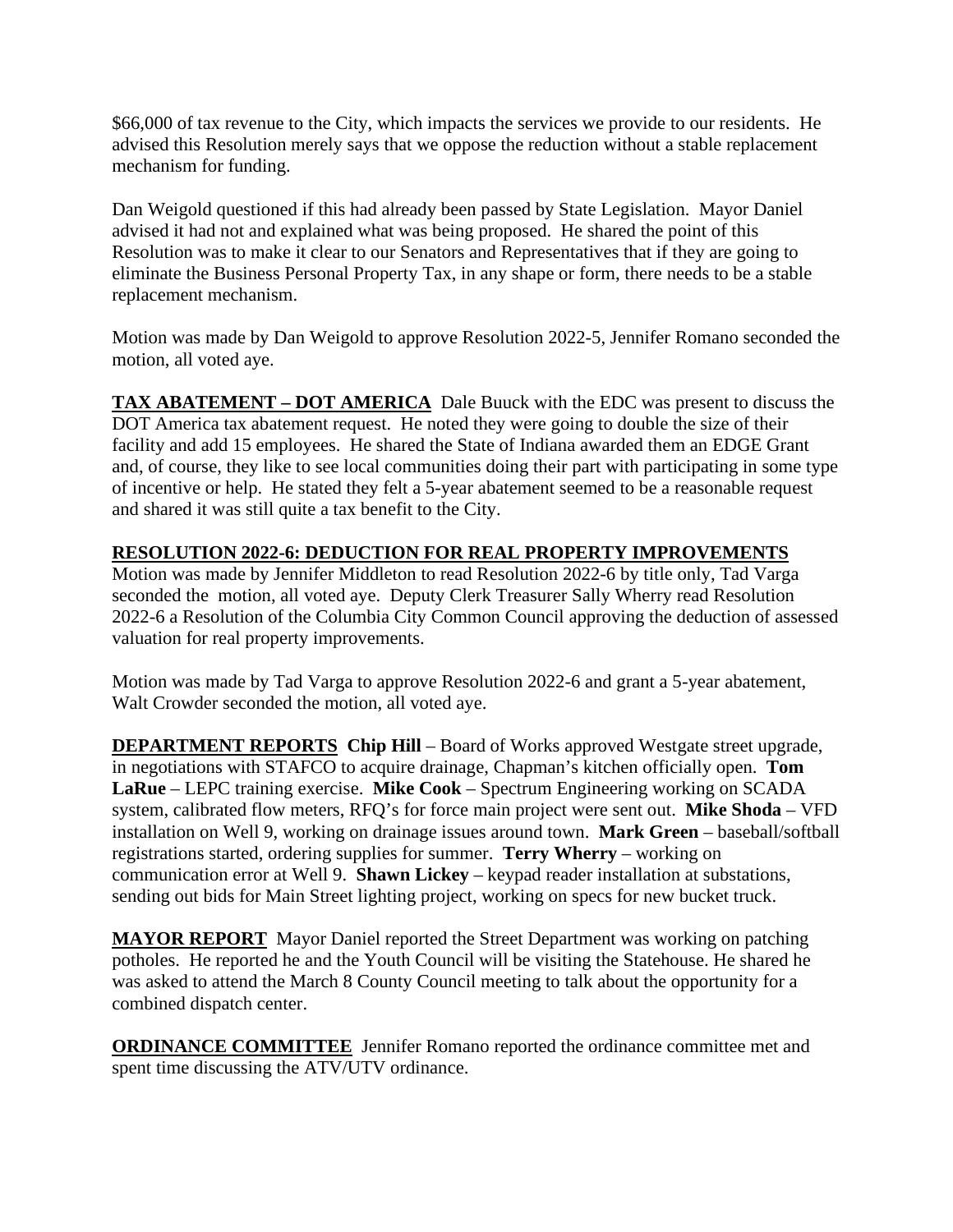$66,000 of tax revenue to the City, which impacts the services we provide to our residents. He advised this Resolution merely says that we oppose the reduction without a stable replacement mechanism for funding.

Dan Weigold questioned if this had already been passed by State Legislation. Mayor Daniel advised it had not and explained what was being proposed. He shared the point of this Resolution was to make it clear to our Senators and Representatives that if they are going to eliminate the Business Personal Property Tax, in any shape or form, there needs to be a stable replacement mechanism.

Motion was made by Dan Weigold to approve Resolution 2022-5, Jennifer Romano seconded the motion, all voted aye.

**TAX ABATEMENT – DOT AMERICA** Dale Buuck with the EDC was present to discuss the DOT America tax abatement request. He noted they were going to double the size of their facility and add 15 employees. He shared the State of Indiana awarded them an EDGE Grant and, of course, they like to see local communities doing their part with participating in some type of incentive or help. He stated they felt a 5-year abatement seemed to be a reasonable request and shared it was still quite a tax benefit to the City.

**RESOLUTION 2022-6: DEDUCTION FOR REAL PROPERTY IMPROVEMENTS**
Motion was made by Jennifer Middleton to read Resolution 2022-6 by title only, Tad Varga seconded the motion, all voted aye. Deputy Clerk Treasurer Sally Wherry read Resolution 2022-6 a Resolution of the Columbia City Common Council approving the deduction of assessed valuation for real property improvements.

Motion was made by Tad Varga to approve Resolution 2022-6 and grant a 5-year abatement, Walt Crowder seconded the motion, all voted aye.

**DEPARTMENT REPORTS** **Chip Hill** – Board of Works approved Westgate street upgrade, in negotiations with STAFCO to acquire drainage, Chapman's kitchen officially open. **Tom LaRue** – LEPC training exercise. **Mike Cook** – Spectrum Engineering working on SCADA system, calibrated flow meters, RFQ's for force main project were sent out. **Mike Shoda** – VFD installation on Well 9, working on drainage issues around town. **Mark Green** – baseball/softball registrations started, ordering supplies for summer. **Terry Wherry** – working on communication error at Well 9. **Shawn Lickey** – keypad reader installation at substations, sending out bids for Main Street lighting project, working on specs for new bucket truck.

**MAYOR REPORT** Mayor Daniel reported the Street Department was working on patching potholes. He reported he and the Youth Council will be visiting the Statehouse. He shared he was asked to attend the March 8 County Council meeting to talk about the opportunity for a combined dispatch center.

**ORDINANCE COMMITTEE** Jennifer Romano reported the ordinance committee met and spent time discussing the ATV/UTV ordinance.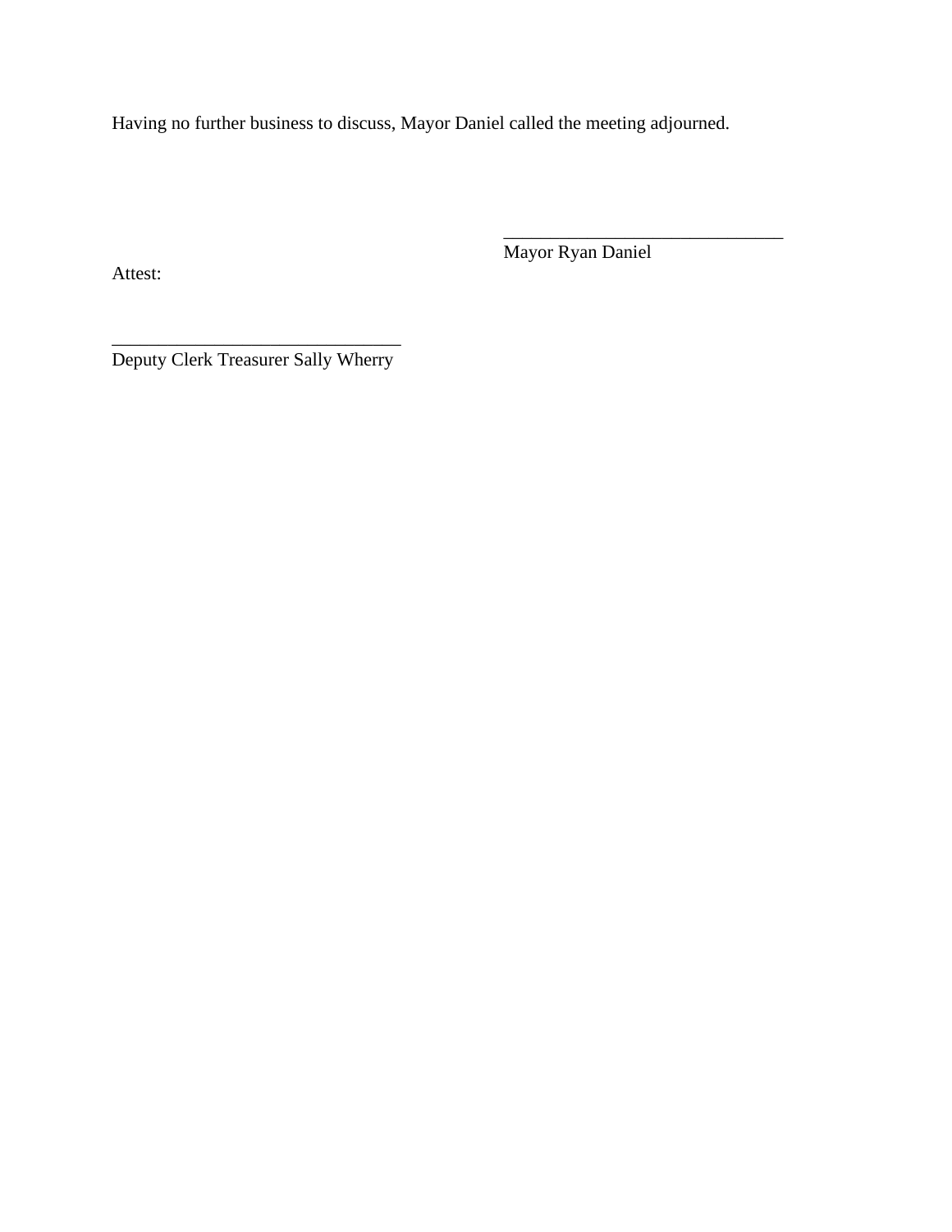Having no further business to discuss, Mayor Daniel called the meeting adjourned.

\_\_\_\_\_\_\_\_\_\_\_\_\_\_\_\_\_\_\_\_\_\_\_\_\_\_\_\_\_\_
Mayor Ryan Daniel

Attest:

\_\_\_\_\_\_\_\_\_\_\_\_\_\_\_\_\_\_\_\_\_\_\_\_\_\_\_\_\_\_
Deputy Clerk Treasurer Sally Wherry